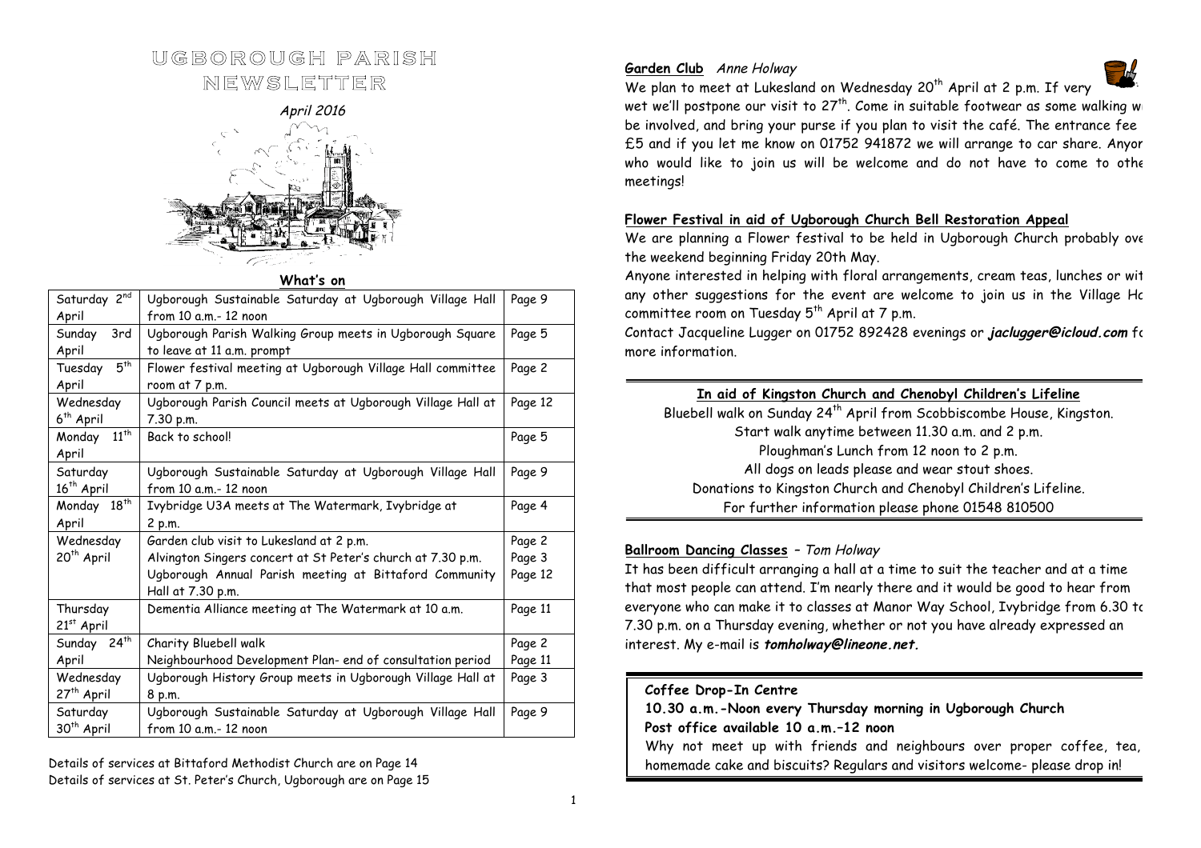# UGBOROUGH PARISH NEWSLETTER

*April 2016*

**What's on**

| | | |
|---|---|---|
| Saturday 2nd April | Ugborough Sustainable Saturday at Ugborough Village Hall from 10 a.m.- 12 noon | Page 9 |
| Sunday 3rd April | Ugborough Parish Walking Group meets in Ugborough Square to leave at 11 a.m. prompt | Page 5 |
| Tuesday 5th April | Flower festival meeting at Ugborough Village Hall committee room at 7 p.m. | Page 2 |
| Wednesday 6th April | Ugborough Parish Council meets at Ugborough Village Hall at 7.30 p.m. | Page 12 |
| Monday 11th April | Back to school! | Page 5 |
| Saturday 16th April | Ugborough Sustainable Saturday at Ugborough Village Hall from 10 a.m.- 12 noon | Page 9 |
| Monday 18th April | Ivybridge U3A meets at The Watermark, Ivybridge at 2 p.m. | Page 4 |
| Wednesday 20th April | Garden club visit to Lukesland at 2 p.m.<br>Alvington Singers concert at St Peter's church at 7.30 p.m.<br>Ugborough Annual Parish meeting at Bittaford Community Hall at 7.30 p.m. | Page 2<br>Page 3<br>Page 12 |
| Thursday 21st April | Dementia Alliance meeting at The Watermark at 10 a.m. | Page 11 |
| Sunday 24th April | Charity Bluebell walk<br>Neighbourhood Development Plan- end of consultation period | Page 2<br>Page 11 |
| Wednesday 27th April | Ugborough History Group meets in Ugborough Village Hall at 8 p.m. | Page 3 |
| Saturday 30th April | Ugborough Sustainable Saturday at Ugborough Village Hall from 10 a.m.- 12 noon | Page 9 |

Details of services at Bittaford Methodist Church are on Page 14
Details of services at St. Peter's Church, Ugborough are on Page 15

**Garden Club** *Anne Holway*

We plan to meet at Lukesland on Wednesday 20th April at 2 p.m. If very wet we'll postpone our visit to 27th. Come in suitable footwear as some walking w be involved, and bring your purse if you plan to visit the café. The entrance fee £5 and if you let me know on 01752 941872 we will arrange to car share. Anyor who would like to join us will be welcome and do not have to come to othe meetings!

**Flower Festival in aid of Ugborough Church Bell Restoration Appeal**

We are planning a Flower festival to be held in Ugborough Church probably ove the weekend beginning Friday 20th May.

Anyone interested in helping with floral arrangements, cream teas, lunches or wit any other suggestions for the event are welcome to join us in the Village Ho committee room on Tuesday 5th April at 7 p.m.

Contact Jacqueline Lugger on 01752 892428 evenings or ***jaclugger@icloud.com*** fo more information.

**In aid of Kingston Church and Chenobyl Children's Lifeline**

Bluebell walk on Sunday 24th April from Scobbiscombe House, Kingston.
Start walk anytime between 11.30 a.m. and 2 p.m.
Ploughman's Lunch from 12 noon to 2 p.m.
All dogs on leads please and wear stout shoes.
Donations to Kingston Church and Chenobyl Children's Lifeline.
For further information please phone 01548 810500

**Ballroom Dancing Classes** – *Tom Holway*

It has been difficult arranging a hall at a time to suit the teacher and at a time that most people can attend. I'm nearly there and it would be good to hear from everyone who can make it to classes at Manor Way School, Ivybridge from 6.30 to 7.30 p.m. on a Thursday evening, whether or not you have already expressed an interest. My e-mail is ***tomholway@lineone.net.***

**Coffee Drop-In Centre**
**10.30 a.m.-Noon every Thursday morning in Ugborough Church**
**Post office available 10 a.m.–12 noon**

Why not meet up with friends and neighbours over proper coffee, tea, homemade cake and biscuits? Regulars and visitors welcome- please drop in!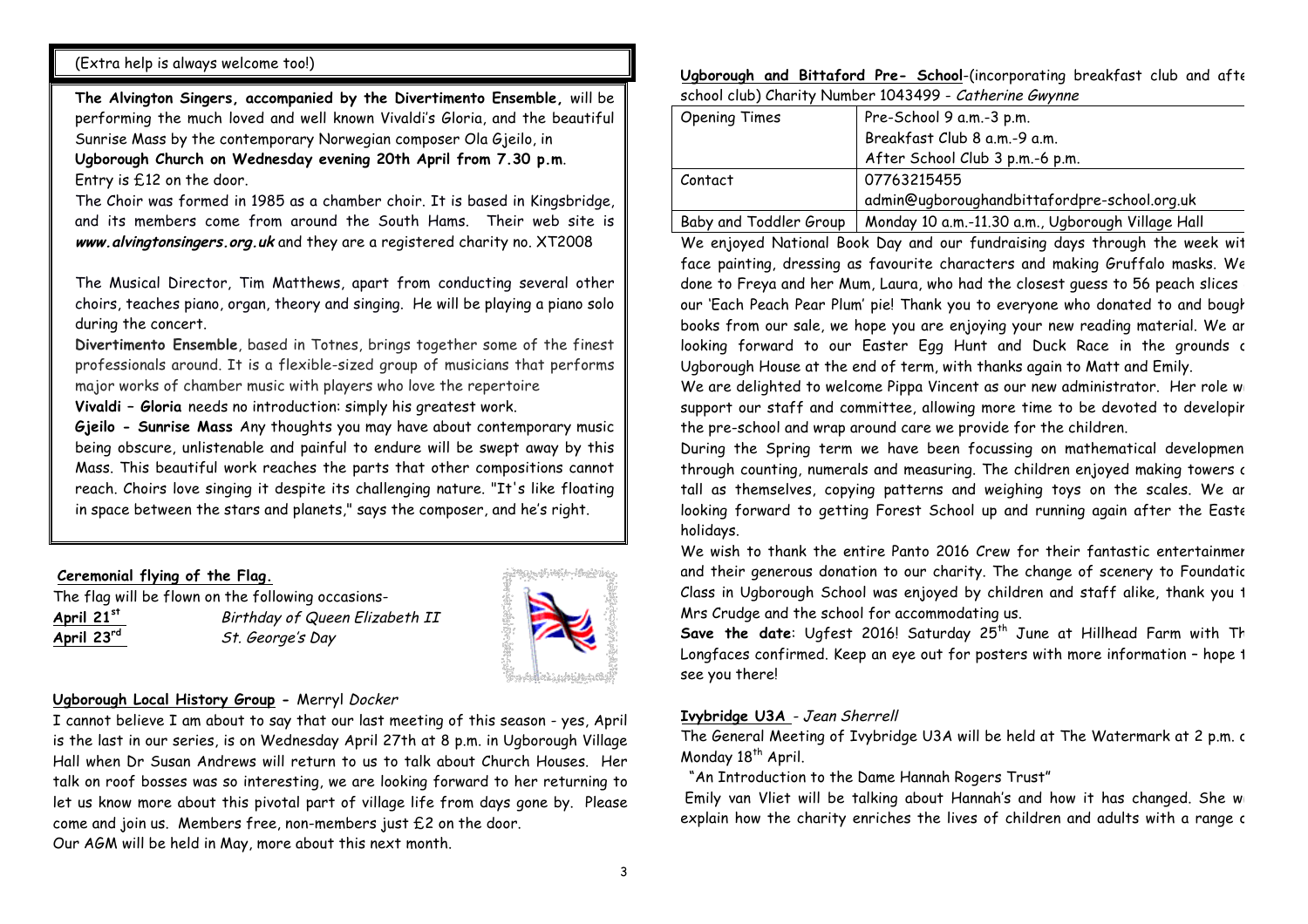(Extra help is always welcome too!)

**The Alvington Singers, accompanied by the Divertimento Ensemble,** will be performing the much loved and well known Vivaldi's Gloria, and the beautiful Sunrise Mass by the contemporary Norwegian composer Ola Gjeilo, in **Ugborough Church on Wednesday evening 20th April from 7.30 p.m**. Entry is £12 on the door.

The Choir was formed in 1985 as a chamber choir. It is based in Kingsbridge, and its members come from around the South Hams. Their web site is ***www.alvingtonsingers.org.uk*** and they are a registered charity no. XT2008

The Musical Director, Tim Matthews, apart from conducting several other choirs, teaches piano, organ, theory and singing. He will be playing a piano solo during the concert.

**Divertimento Ensemble**, based in Totnes, brings together some of the finest professionals around. It is a flexible-sized group of musicians that performs major works of chamber music with players who love the repertoire

**Vivaldi – Gloria** needs no introduction: simply his greatest work.

**Gjeilo - Sunrise Mass** Any thoughts you may have about contemporary music being obscure, unlistenable and painful to endure will be swept away by this Mass. This beautiful work reaches the parts that other compositions cannot reach. Choirs love singing it despite its challenging nature. "It's like floating in space between the stars and planets," says the composer, and he's right.

**Ceremonial flying of the Flag.**

The flag will be flown on the following occasions-

**April 21st** *Birthday of Queen Elizabeth II*

**April 23rd** *St. George's Day*

**Ugborough Local History Group -** Merryl *Docker*

I cannot believe I am about to say that our last meeting of this season - yes, April is the last in our series, is on Wednesday April 27th at 8 p.m. in Ugborough Village Hall when Dr Susan Andrews will return to us to talk about Church Houses. Her talk on roof bosses was so interesting, we are looking forward to her returning to let us know more about this pivotal part of village life from days gone by. Please come and join us. Members free, non-members just £2 on the door.

Our AGM will be held in May, more about this next month.

**Ugborough and Bittaford Pre- School**-(incorporating breakfast club and afte school club) Charity Number 1043499 - *Catherine Gwynne*

| | |
|---|---|
| Opening Times | Pre-School 9 a.m.-3 p.m.<br>Breakfast Club 8 a.m.-9 a.m.<br>After School Club 3 p.m.-6 p.m. |
| Contact | 07763215455<br>admin@ugboroughandbittafordpre-school.org.uk |
| Baby and Toddler Group | Monday 10 a.m.-11.30 a.m., Ugborough Village Hall |

We enjoyed National Book Day and our fundraising days through the week wit face painting, dressing as favourite characters and making Gruffalo masks. We done to Freya and her Mum, Laura, who had the closest guess to 56 peach slices our 'Each Peach Pear Plum' pie! Thank you to everyone who donated to and bough books from our sale, we hope you are enjoying your new reading material. We ar looking forward to our Easter Egg Hunt and Duck Race in the grounds c Ugborough House at the end of term, with thanks again to Matt and Emily.

We are delighted to welcome Pippa Vincent as our new administrator. Her role w support our staff and committee, allowing more time to be devoted to developir the pre-school and wrap around care we provide for the children.

During the Spring term we have been focussing on mathematical developmen through counting, numerals and measuring. The children enjoyed making towers c tall as themselves, copying patterns and weighing toys on the scales. We ar looking forward to getting Forest School up and running again after the Easte holidays.

We wish to thank the entire Panto 2016 Crew for their fantastic entertainmer and their generous donation to our charity. The change of scenery to Foundatic Class in Ugborough School was enjoyed by children and staff alike, thank you t Mrs Crudge and the school for accommodating us.

**Save the date**: Ugfest 2016! Saturday 25th June at Hillhead Farm with Th Longfaces confirmed. Keep an eye out for posters with more information – hope t see you there!

**Ivybridge U3A** - *Jean Sherrell*

The General Meeting of Ivybridge U3A will be held at The Watermark at 2 p.m. c Monday 18th April.

"An Introduction to the Dame Hannah Rogers Trust"

Emily van Vliet will be talking about Hannah's and how it has changed. She w explain how the charity enriches the lives of children and adults with a range c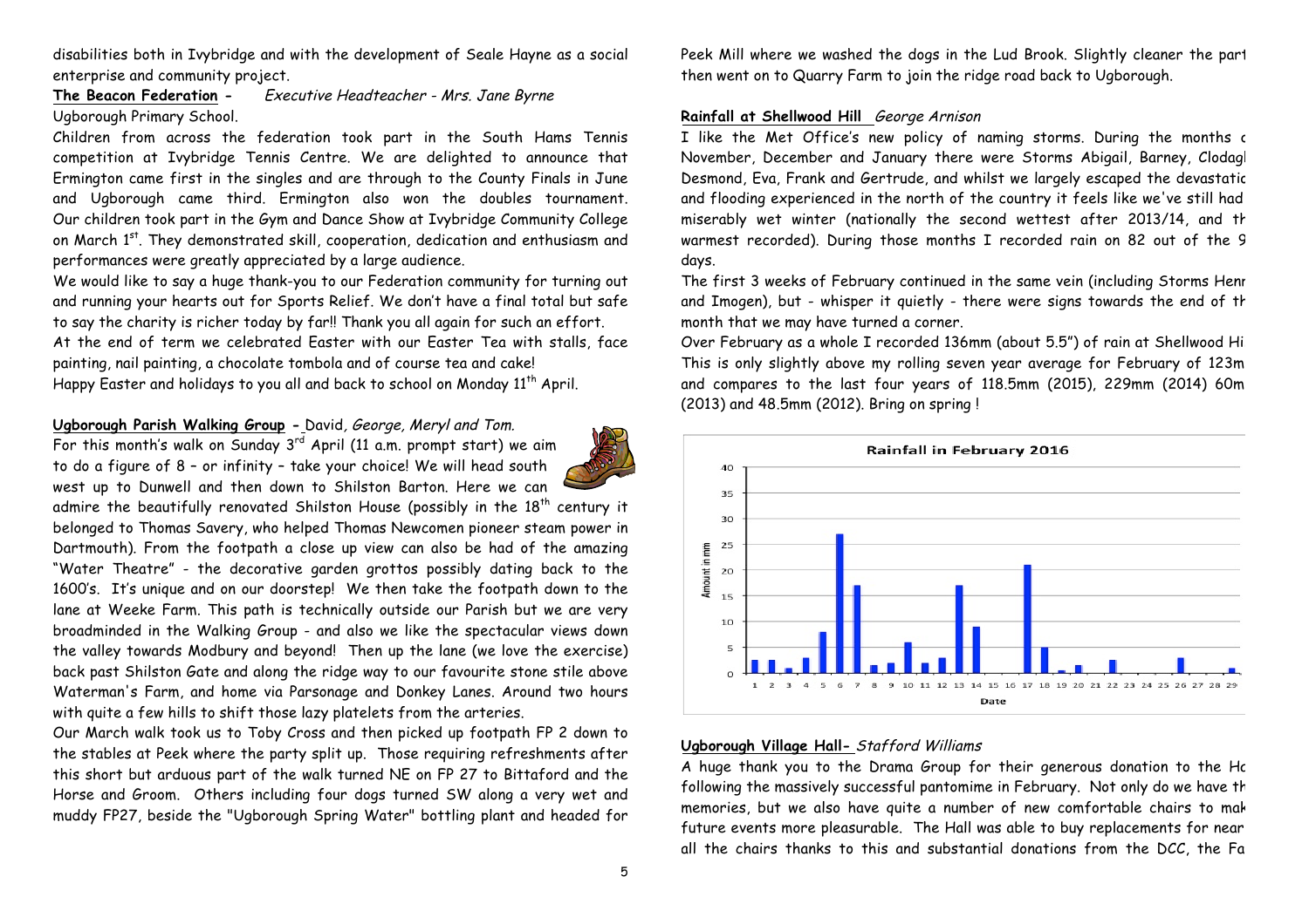disabilities both in Ivybridge and with the development of Seale Hayne as a social enterprise and community project.

**The Beacon Federation -** *Executive Headteacher - Mrs. Jane Byrne*
Ugborough Primary School.

Children from across the federation took part in the South Hams Tennis competition at Ivybridge Tennis Centre. We are delighted to announce that Ermington came first in the singles and are through to the County Finals in June and Ugborough came third. Ermington also won the doubles tournament. Our children took part in the Gym and Dance Show at Ivybridge Community College on March 1st. They demonstrated skill, cooperation, dedication and enthusiasm and performances were greatly appreciated by a large audience.

We would like to say a huge thank-you to our Federation community for turning out and running your hearts out for Sports Relief. We don't have a final total but safe to say the charity is richer today by far!! Thank you all again for such an effort.

At the end of term we celebrated Easter with our Easter Tea with stalls, face painting, nail painting, a chocolate tombola and of course tea and cake!

Happy Easter and holidays to you all and back to school on Monday 11th April.

**Ugborough Parish Walking Group -** David, *George, Meryl and Tom.*

For this month's walk on Sunday 3rd April (11 a.m. prompt start) we aim to do a figure of 8 – or infinity – take your choice! We will head south west up to Dunwell and then down to Shilston Barton. Here we can admire the beautifully renovated Shilston House (possibly in the 18th century it belonged to Thomas Savery, who helped Thomas Newcomen pioneer steam power in Dartmouth). From the footpath a close up view can also be had of the amazing "Water Theatre" - the decorative garden grottos possibly dating back to the 1600's. It's unique and on our doorstep! We then take the footpath down to the lane at Weeke Farm. This path is technically outside our Parish but we are very broadminded in the Walking Group - and also we like the spectacular views down the valley towards Modbury and beyond! Then up the lane (we love the exercise) back past Shilston Gate and along the ridge way to our favourite stone stile above Waterman's Farm, and home via Parsonage and Donkey Lanes. Around two hours with quite a few hills to shift those lazy platelets from the arteries.

Our March walk took us to Toby Cross and then picked up footpath FP 2 down to the stables at Peek where the party split up. Those requiring refreshments after this short but arduous part of the walk turned NE on FP 27 to Bittaford and the Horse and Groom. Others including four dogs turned SW along a very wet and muddy FP27, beside the "Ugborough Spring Water" bottling plant and headed for Peek Mill where we washed the dogs in the Lud Brook. Slightly cleaner the part then went on to Quarry Farm to join the ridge road back to Ugborough.

**Rainfall at Shellwood Hill** *George Arnison*

I like the Met Office's new policy of naming storms. During the months o November, December and January there were Storms Abigail, Barney, Clodagh Desmond, Eva, Frank and Gertrude, and whilst we largely escaped the devastatio and flooding experienced in the north of the country it feels like we've still had miserably wet winter (nationally the second wettest after 2013/14, and th warmest recorded). During those months I recorded rain on 82 out of the 9 days.

The first 3 weeks of February continued in the same vein (including Storms Henr and Imogen), but - whisper it quietly - there were signs towards the end of th month that we may have turned a corner.

Over February as a whole I recorded 136mm (about 5.5") of rain at Shellwood Hi This is only slightly above my rolling seven year average for February of 123m and compares to the last four years of 118.5mm (2015), 229mm (2014) 60m (2013) and 48.5mm (2012). Bring on spring !

**Ugborough Village Hall-** *Stafford Williams*

A huge thank you to the Drama Group for their generous donation to the Ha following the massively successful pantomime in February. Not only do we have th memories, but we also have quite a number of new comfortable chairs to mak future events more pleasurable. The Hall was able to buy replacements for near all the chairs thanks to this and substantial donations from the DCC, the Fa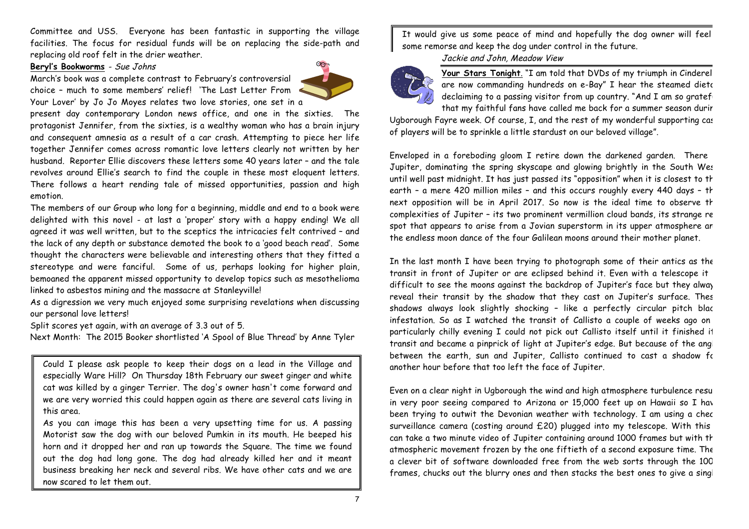Committee and USS. Everyone has been fantastic in supporting the village facilities. The focus for residual funds will be on replacing the side-path and replacing old roof felt in the drier weather.

**Beryl's Bookworms** - *Sue Johns*

March's book was a complete contrast to February's controversial choice – much to some members' relief! 'The Last Letter From Your Lover' by Jo Jo Moyes relates two love stories, one set in a present day contemporary London news office, and one in the sixties. The protagonist Jennifer, from the sixties, is a wealthy woman who has a brain injury and consequent amnesia as a result of a car crash. Attempting to piece her life together Jennifer comes across romantic love letters clearly not written by her husband. Reporter Ellie discovers these letters some 40 years later – and the tale revolves around Ellie's search to find the couple in these most eloquent letters. There follows a heart rending tale of missed opportunities, passion and high emotion.

The members of our Group who long for a beginning, middle and end to a book were delighted with this novel - at last a 'proper' story with a happy ending! We all agreed it was well written, but to the sceptics the intricacies felt contrived – and the lack of any depth or substance demoted the book to a 'good beach read'. Some thought the characters were believable and interesting others that they fitted a stereotype and were fanciful. Some of us, perhaps looking for higher plain, bemoaned the apparent missed opportunity to develop topics such as mesothelioma linked to asbestos mining and the massacre at Stanleyville!

As a digression we very much enjoyed some surprising revelations when discussing our personal love letters!

Split scores yet again, with an average of 3.3 out of 5.

Next Month: The 2015 Booker shortlisted 'A Spool of Blue Thread' by Anne Tyler

---

Could I please ask people to keep their dogs on a lead in the Village and especially Ware Hill? On Thursday 18th February our sweet ginger and white cat was killed by a ginger Terrier. The dog's owner hasn't come forward and we are very worried this could happen again as there are several cats living in this area.

As you can image this has been a very upsetting time for us. A passing Motorist saw the dog with our beloved Pumkin in its mouth. He beeped his horn and it dropped her and ran up towards the Square. The time we found out the dog had long gone. The dog had already killed her and it meant business breaking her neck and several ribs. We have other cats and we are now scared to let them out.

It would give us some peace of mind and hopefully the dog owner will feel some remorse and keep the dog under control in the future.

*Jackie and John, Meadow View*

---

**Your Stars Tonight**. "I am told that DVDs of my triumph in Cinderel are now commanding hundreds on e-Bay" I hear the steamed dieto declaiming to a passing visitor from up country. "And I am so gratef that my faithful fans have called me back for a summer season durir Ugborough Fayre week. Of course, I, and the rest of my wonderful supporting cas of players will be to sprinkle a little stardust on our beloved village".

Enveloped in a foreboding gloom I retire down the darkened garden. There Jupiter, dominating the spring skyscape and glowing brightly in the South Wes until well past midnight. It has just passed its "opposition" when it is closest to th earth – a mere 420 million miles – and this occurs roughly every 440 days – th next opposition will be in April 2017. So now is the ideal time to observe th complexities of Jupiter – its two prominent vermillion cloud bands, its strange re spot that appears to arise from a Jovian superstorm in its upper atmosphere ar the endless moon dance of the four Galilean moons around their mother planet.

In the last month I have been trying to photograph some of their antics as the transit in front of Jupiter or are eclipsed behind it. Even with a telescope it difficult to see the moons against the backdrop of Jupiter's face but they alway reveal their transit by the shadow that they cast on Jupiter's surface. Thes shadows always look slightly shocking – like a perfectly circular pitch blac infestation. So as I watched the transit of Callisto a couple of weeks ago on particularly chilly evening I could not pick out Callisto itself until it finished it transit and became a pinprick of light at Jupiter's edge. But because of the angl between the earth, sun and Jupiter, Callisto continued to cast a shadow fo another hour before that too left the face of Jupiter.

Even on a clear night in Ugborough the wind and high atmosphere turbulence resu in very poor seeing compared to Arizona or 15,000 feet up on Hawaii so I hav been trying to outwit the Devonian weather with technology. I am using a chea surveillance camera (costing around £20) plugged into my telescope. With this can take a two minute video of Jupiter containing around 1000 frames but with th atmospheric movement frozen by the one fiftieth of a second exposure time. The a clever bit of software downloaded free from the web sorts through the 100 frames, chucks out the blurry ones and then stacks the best ones to give a singl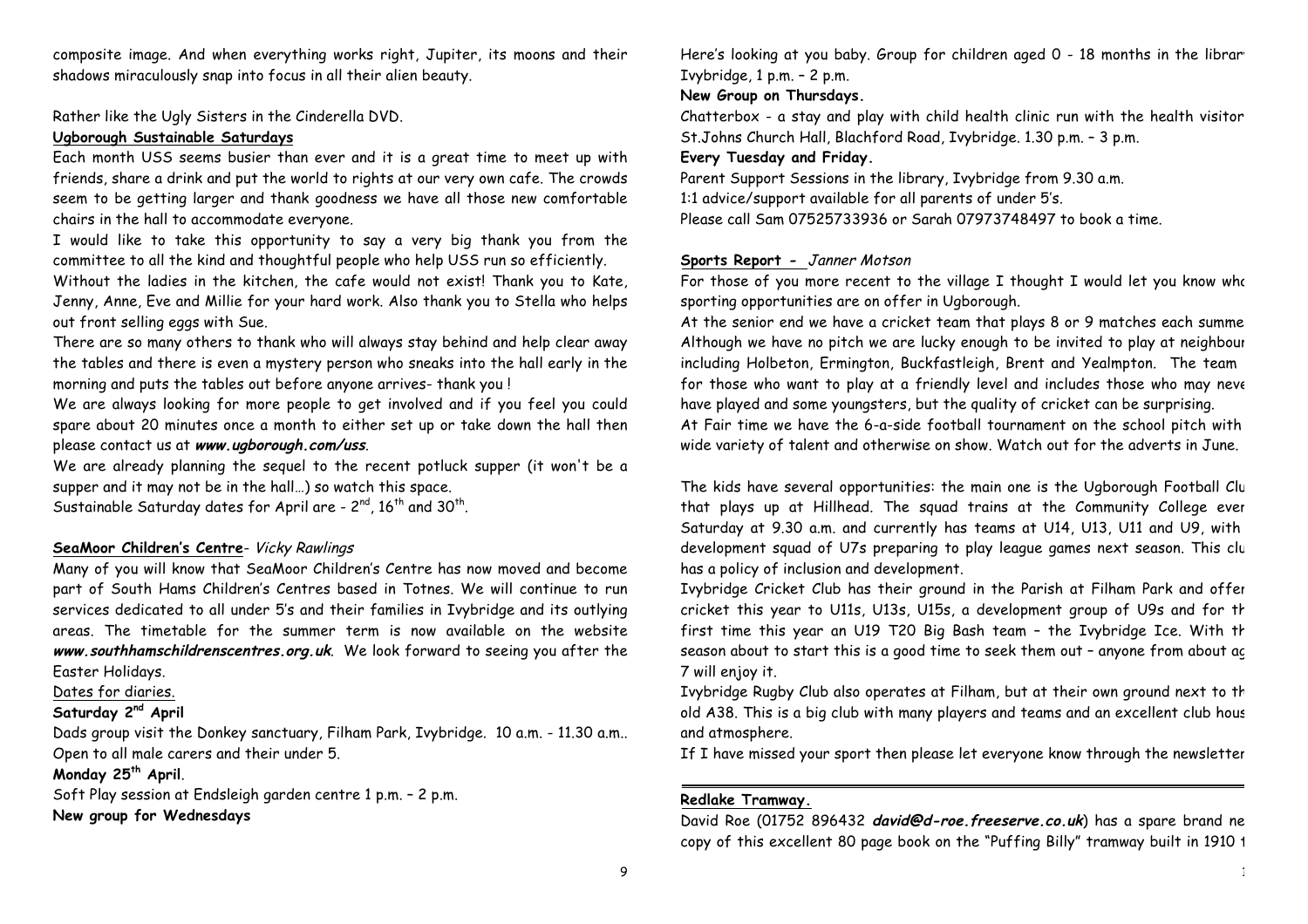composite image. And when everything works right, Jupiter, its moons and their shadows miraculously snap into focus in all their alien beauty.

Rather like the Ugly Sisters in the Cinderella DVD.

**Ugborough Sustainable Saturdays**

Each month USS seems busier than ever and it is a great time to meet up with friends, share a drink and put the world to rights at our very own cafe. The crowds seem to be getting larger and thank goodness we have all those new comfortable chairs in the hall to accommodate everyone.

I would like to take this opportunity to say a very big thank you from the committee to all the kind and thoughtful people who help USS run so efficiently.

Without the ladies in the kitchen, the cafe would not exist! Thank you to Kate, Jenny, Anne, Eve and Millie for your hard work. Also thank you to Stella who helps out front selling eggs with Sue.

There are so many others to thank who will always stay behind and help clear away the tables and there is even a mystery person who sneaks into the hall early in the morning and puts the tables out before anyone arrives- thank you !

We are always looking for more people to get involved and if you feel you could spare about 20 minutes once a month to either set up or take down the hall then please contact us at ***www.ugborough.com/uss***.

We are already planning the sequel to the recent potluck supper (it won't be a supper and it may not be in the hall…) so watch this space.

Sustainable Saturday dates for April are - 2nd, 16th and 30th.

**SeaMoor Children's Centre**- *Vicky Rawlings*

Many of you will know that SeaMoor Children's Centre has now moved and become part of South Hams Children's Centres based in Totnes. We will continue to run services dedicated to all under 5's and their families in Ivybridge and its outlying areas. The timetable for the summer term is now available on the website ***www.southhamschildrenscentres.org.uk***. We look forward to seeing you after the Easter Holidays.

Dates for diaries.

**Saturday 2nd April**

Dads group visit the Donkey sanctuary, Filham Park, Ivybridge. 10 a.m. - 11.30 a.m.. Open to all male carers and their under 5.

**Monday 25th April**.

Soft Play session at Endsleigh garden centre 1 p.m. – 2 p.m.

**New group for Wednesdays**

Here's looking at you baby. Group for children aged 0 - 18 months in the librar Ivybridge, 1 p.m. – 2 p.m.

**New Group on Thursdays.**

Chatterbox - a stay and play with child health clinic run with the health visitor St.Johns Church Hall, Blachford Road, Ivybridge. 1.30 p.m. – 3 p.m.

**Every Tuesday and Friday.**

Parent Support Sessions in the library, Ivybridge from 9.30 a.m.

1:1 advice/support available for all parents of under 5's.

Please call Sam 07525733936 or Sarah 07973748497 to book a time.

**Sports Report -** *Janner Motson*

For those of you more recent to the village I thought I would let you know wh sporting opportunities are on offer in Ugborough.

At the senior end we have a cricket team that plays 8 or 9 matches each summe Although we have no pitch we are lucky enough to be invited to play at neighbour including Holbeton, Ermington, Buckfastleigh, Brent and Yealmpton. The team for those who want to play at a friendly level and includes those who may neve have played and some youngsters, but the quality of cricket can be surprising.

At Fair time we have the 6-a-side football tournament on the school pitch with wide variety of talent and otherwise on show. Watch out for the adverts in June.

The kids have several opportunities: the main one is the Ugborough Football Clu that plays up at Hillhead. The squad trains at the Community College ever Saturday at 9.30 a.m. and currently has teams at U14, U13, U11 and U9, with development squad of U7s preparing to play league games next season. This clu has a policy of inclusion and development.

Ivybridge Cricket Club has their ground in the Parish at Filham Park and offer cricket this year to U11s, U13s, U15s, a development group of U9s and for th first time this year an U19 T20 Big Bash team – the Ivybridge Ice. With th season about to start this is a good time to seek them out – anyone from about ag 7 will enjoy it.

Ivybridge Rugby Club also operates at Filham, but at their own ground next to th old A38. This is a big club with many players and teams and an excellent club hous and atmosphere.

If I have missed your sport then please let everyone know through the newsletter

**Redlake Tramway.**

David Roe (01752 896432 ***david@d-roe.freeserve.co.uk***) has a spare brand ne copy of this excellent 80 page book on the "Puffing Billy" tramway built in 1910 t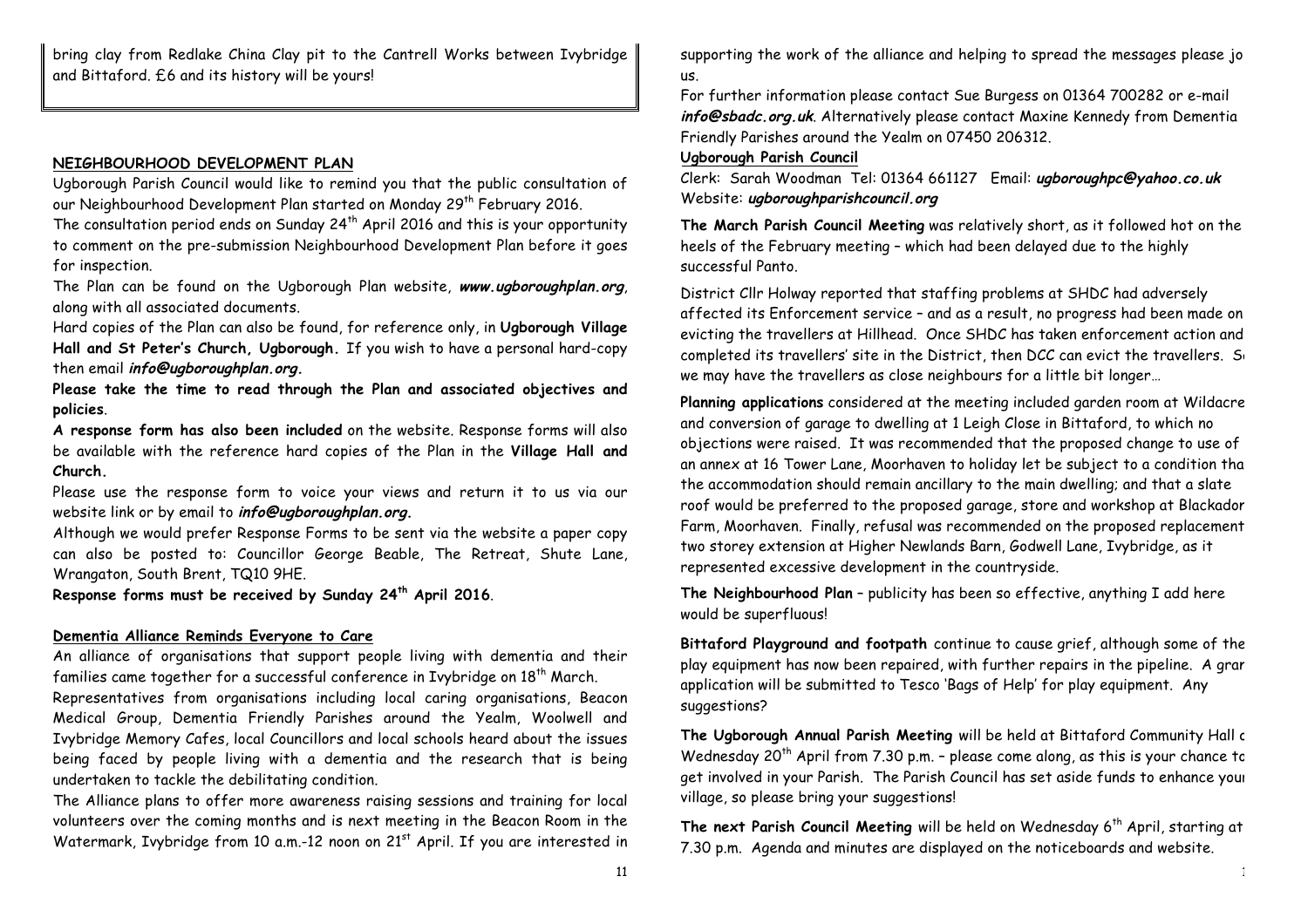bring clay from Redlake China Clay pit to the Cantrell Works between Ivybridge and Bittaford. £6 and its history will be yours!

**NEIGHBOURHOOD DEVELOPMENT PLAN**

Ugborough Parish Council would like to remind you that the public consultation of our Neighbourhood Development Plan started on Monday 29th February 2016.

The consultation period ends on Sunday 24th April 2016 and this is your opportunity to comment on the pre-submission Neighbourhood Development Plan before it goes for inspection.

The Plan can be found on the Ugborough Plan website, ***www.ugboroughplan.org***, along with all associated documents.

Hard copies of the Plan can also be found, for reference only, in **Ugborough Village Hall and St Peter's Church, Ugborough.** If you wish to have a personal hard-copy then email ***info@ugboroughplan.org.***

**Please take the time to read through the Plan and associated objectives and policies**.

***A* response form has also been included** on the website. Response forms will also be available with the reference hard copies of the Plan in the **Village Hall and Church.**

Please use the response form to voice your views and return it to us via our website link or by email to ***info@ugboroughplan.org.***

Although we would prefer Response Forms to be sent via the website a paper copy can also be posted to: Councillor George Beable, The Retreat, Shute Lane, Wrangaton, South Brent, TQ10 9HE.

**Response forms must be received by Sunday 24th April 2016**.

**Dementia Alliance Reminds Everyone to Care**

An alliance of organisations that support people living with dementia and their families came together for a successful conference in Ivybridge on 18th March.

Representatives from organisations including local caring organisations, Beacon Medical Group, Dementia Friendly Parishes around the Yealm, Woolwell and Ivybridge Memory Cafes, local Councillors and local schools heard about the issues being faced by people living with a dementia and the research that is being undertaken to tackle the debilitating condition.

The Alliance plans to offer more awareness raising sessions and training for local volunteers over the coming months and is next meeting in the Beacon Room in the Watermark, Ivybridge from 10 a.m.-12 noon on 21st April. If you are interested in supporting the work of the alliance and helping to spread the messages please jo us.

For further information please contact Sue Burgess on 01364 700282 or e-mail ***info@sbadc.org.uk***. Alternatively please contact Maxine Kennedy from Dementia Friendly Parishes around the Yealm on 07450 206312.

**Ugborough Parish Council**

Clerk: Sarah Woodman Tel: 01364 661127 Email: ***ugboroughpc@yahoo.co.uk***
Website: ***ugboroughparishcouncil.org***

**The March Parish Council Meeting** was relatively short, as it followed hot on the heels of the February meeting – which had been delayed due to the highly successful Panto.

District Cllr Holway reported that staffing problems at SHDC had adversely affected its Enforcement service – and as a result, no progress had been made on evicting the travellers at Hillhead. Once SHDC has taken enforcement action and completed its travellers' site in the District, then DCC can evict the travellers. S we may have the travellers as close neighbours for a little bit longer…

**Planning applications** considered at the meeting included garden room at Wildacre and conversion of garage to dwelling at 1 Leigh Close in Bittaford, to which no objections were raised. It was recommended that the proposed change to use of an annex at 16 Tower Lane, Moorhaven to holiday let be subject to a condition tha the accommodation should remain ancillary to the main dwelling; and that a slate roof would be preferred to the proposed garage, store and workshop at Blackador Farm, Moorhaven. Finally, refusal was recommended on the proposed replacement two storey extension at Higher Newlands Barn, Godwell Lane, Ivybridge, as it represented excessive development in the countryside.

**The Neighbourhood Plan** – publicity has been so effective, anything I add here would be superfluous!

**Bittaford Playground and footpath** continue to cause grief, although some of the play equipment has now been repaired, with further repairs in the pipeline. A grar application will be submitted to Tesco 'Bags of Help' for play equipment. Any suggestions?

**The Ugborough Annual Parish Meeting** will be held at Bittaford Community Hall c Wednesday 20th April from 7.30 p.m. – please come along, as this is your chance to get involved in your Parish. The Parish Council has set aside funds to enhance your village, so please bring your suggestions!

**The next Parish Council Meeting** will be held on Wednesday 6th April, starting at 7.30 p.m. Agenda and minutes are displayed on the noticeboards and website.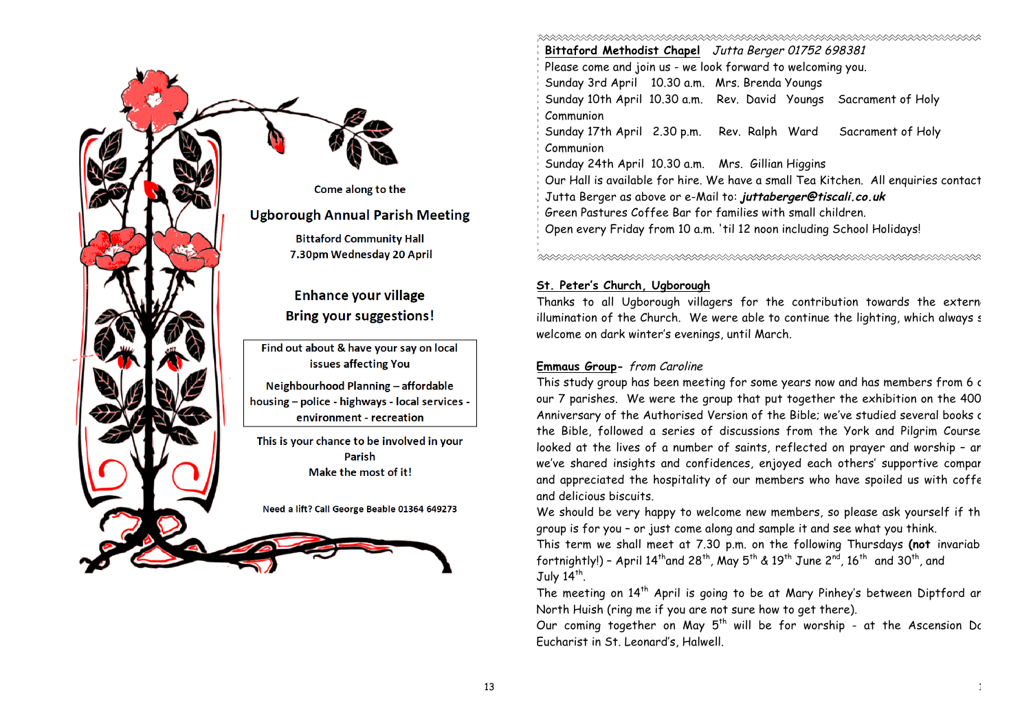Come along to the

## Ugborough Annual Parish Meeting

**Bittaford Community Hall**
**7.30pm Wednesday 20 April**

### Enhance your village
### Bring your suggestions!

| Find out about & have your say on local issues affecting You<br><br>Neighbourhood Planning – affordable housing – police - highways - local services - environment - recreation |
|---|

This is your chance to be involved in your Parish
Make the most of it!

Need a lift? Call George Beable 01364 649273

**Bittaford Methodist Chapel** *Jutta Berger 01752 698381*

Please come and join us - we look forward to welcoming you.

Sunday 3rd April 10.30 a.m. Mrs. Brenda Youngs
Sunday 10th April 10.30 a.m. Rev. David Youngs Sacrament of Holy Communion
Sunday 17th April 2.30 p.m. Rev. Ralph Ward Sacrament of Holy Communion
Sunday 24th April 10.30 a.m. Mrs. Gillian Higgins

Our Hall is available for hire. We have a small Tea Kitchen. All enquiries contact Jutta Berger as above or e-Mail to: ***juttaberger@tiscali.co.uk***

Green Pastures Coffee Bar for families with small children.
Open every Friday from 10 a.m. 'til 12 noon including School Holidays!

**St. Peter's Church, Ugborough**

Thanks to all Ugborough villagers for the contribution towards the extern illumination of the Church. We were able to continue the lighting, which always s welcome on dark winter's evenings, until March.

**Emmaus Group**- *from Caroline*

This study group has been meeting for some years now and has members from 6 c our 7 parishes. We were the group that put together the exhibition on the 400 Anniversary of the Authorised Version of the Bible; we've studied several books c the Bible, followed a series of discussions from the York and Pilgrim Course looked at the lives of a number of saints, reflected on prayer and worship – ar we've shared insights and confidences, enjoyed each others' supportive compar and appreciated the hospitality of our members who have spoiled us with coffe and delicious biscuits.

We should be very happy to welcome new members, so please ask yourself if th group is for you – or just come along and sample it and see what you think.

This term we shall meet at 7.30 p.m. on the following Thursdays **(not** invariab fortnightly!) – April 14th and 28th, May 5th & 19th June 2nd, 16th and 30th, and July 14th.

The meeting on 14th April is going to be at Mary Pinhey's between Diptford ar North Huish (ring me if you are not sure how to get there).

Our coming together on May 5th will be for worship - at the Ascension Dc Eucharist in St. Leonard's, Halwell.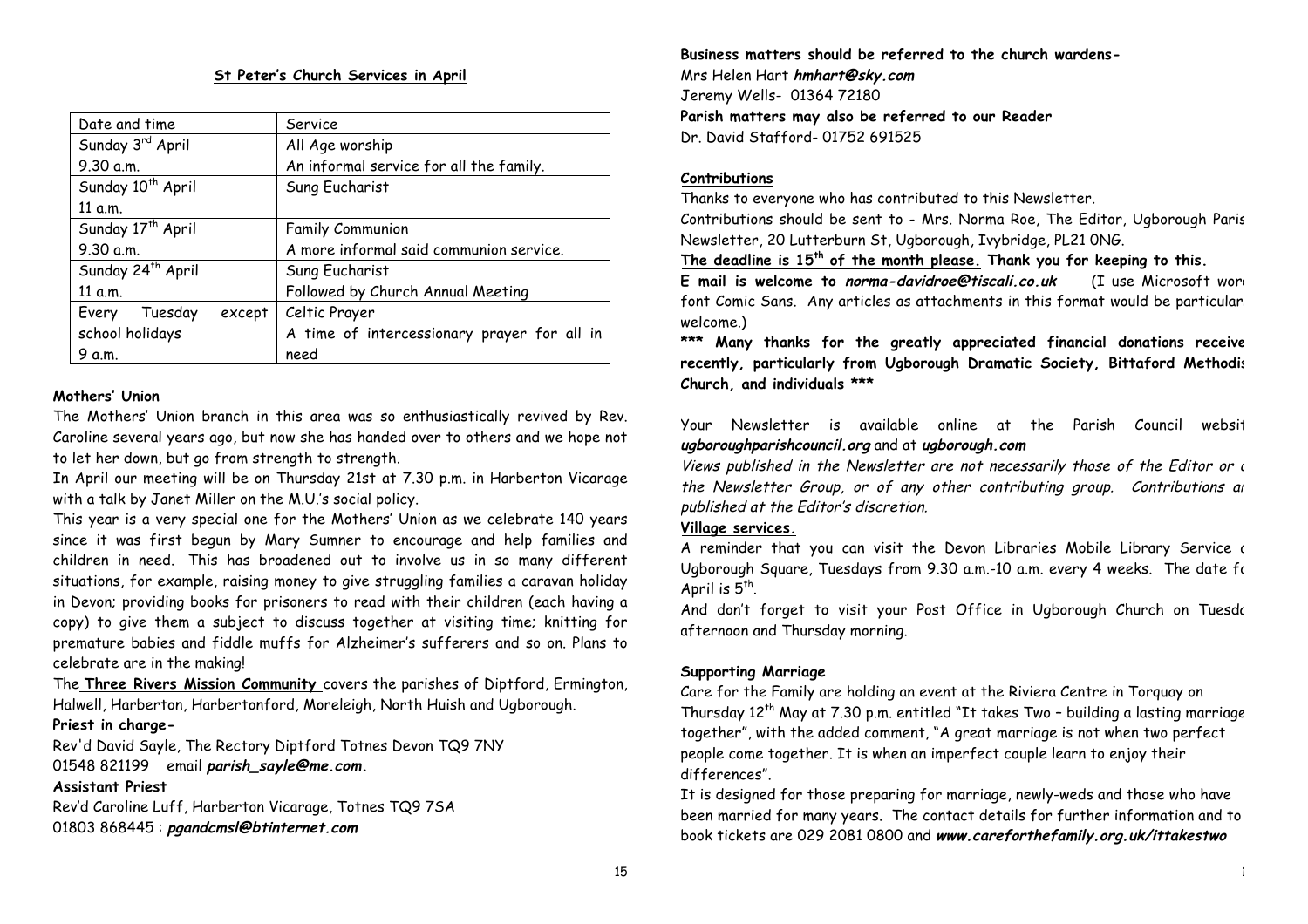## St Peter's Church Services in April

| Date and time | Service |
|---|---|
| Sunday 3rd April<br>9.30 a.m. | All Age worship<br>An informal service for all the family. |
| Sunday 10th April<br>11 a.m. | Sung Eucharist |
| Sunday 17th April<br>9.30 a.m. | Family Communion<br>A more informal said communion service. |
| Sunday 24th April<br>11 a.m. | Sung Eucharist<br>Followed by Church Annual Meeting |
| Every Tuesday except school holidays<br>9 a.m. | Celtic Prayer<br>A time of intercessionary prayer for all in need |

**Mothers' Union**

The Mothers' Union branch in this area was so enthusiastically revived by Rev. Caroline several years ago, but now she has handed over to others and we hope not to let her down, but go from strength to strength.

In April our meeting will be on Thursday 21st at 7.30 p.m. in Harberton Vicarage with a talk by Janet Miller on the M.U.'s social policy.

This year is a very special one for the Mothers' Union as we celebrate 140 years since it was first begun by Mary Sumner to encourage and help families and children in need. This has broadened out to involve us in so many different situations, for example, raising money to give struggling families a caravan holiday in Devon; providing books for prisoners to read with their children (each having a copy) to give them a subject to discuss together at visiting time; knitting for premature babies and fiddle muffs for Alzheimer's sufferers and so on. Plans to celebrate are in the making!

The **Three Rivers Mission Community** covers the parishes of Diptford, Ermington, Halwell, Harberton, Harbertonford, Moreleigh, North Huish and Ugborough.

**Priest in charge-**

Rev'd David Sayle, The Rectory Diptford Totnes Devon TQ9 7NY
01548 821199 email ***parish_sayle@me.com.***

**Assistant Priest**

Rev'd Caroline Luff, Harberton Vicarage, Totnes TQ9 7SA
01803 868445 : ***pgandcmsl@btinternet.com***

**Business matters should be referred to the church wardens-**
Mrs Helen Hart ***hmhart@sky.com***
Jeremy Wells- 01364 72180
**Parish matters may also be referred to our Reader**
Dr. David Stafford- 01752 691525

**Contributions**

Thanks to everyone who has contributed to this Newsletter.

Contributions should be sent to - Mrs. Norma Roe, The Editor, Ugborough Paris Newsletter, 20 Lutterburn St, Ugborough, Ivybridge, PL21 0NG.

**The deadline is 15th of the month please. Thank you for keeping to this.**

**E mail is welcome to *norma-davidroe@tiscali.co.uk*** (I use Microsoft word font Comic Sans. Any articles as attachments in this format would be particular welcome.)

**\*\*\* Many thanks for the greatly appreciated financial donations receive recently, particularly from Ugborough Dramatic Society, Bittaford Methodis Church, and individuals \*\*\***

Your Newsletter is available online at the Parish Council websit ***ugboroughparishcouncil.org*** and at ***ugborough.com***

*Views published in the Newsletter are not necessarily those of the Editor or of the Newsletter Group, or of any other contributing group. Contributions ar published at the Editor's discretion.*

**Village services.**

A reminder that you can visit the Devon Libraries Mobile Library Service on Ugborough Square, Tuesdays from 9.30 a.m.-10 a.m. every 4 weeks. The date fo April is 5th.

And don't forget to visit your Post Office in Ugborough Church on Tuesda afternoon and Thursday morning.

**Supporting Marriage**

Care for the Family are holding an event at the Riviera Centre in Torquay on Thursday 12th May at 7.30 p.m. entitled "It takes Two – building a lasting marriage together", with the added comment, "A great marriage is not when two perfect people come together. It is when an imperfect couple learn to enjoy their differences".

It is designed for those preparing for marriage, newly-weds and those who have been married for many years. The contact details for further information and to book tickets are 029 2081 0800 and ***www.careforthefamily.org.uk/ittakestwo***